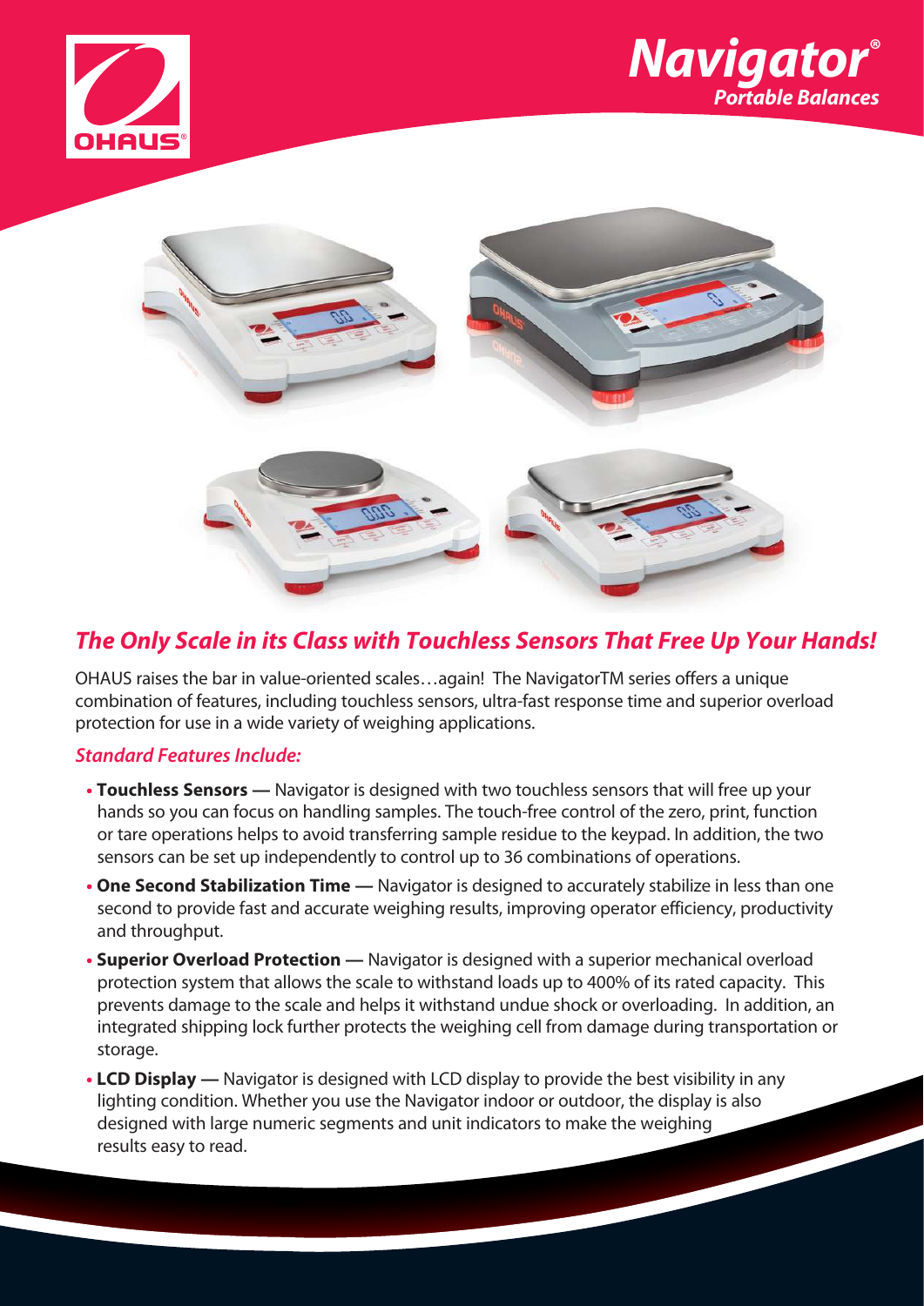# Navigator®

## Portable Balances

## *The Only Scale in its Class with Touchless Sensors That Free Up Your Hands!*

OHAUS raises the bar in value-oriented scales…again! The NavigatorTM series offers a unique combination of features, including touchless sensors, ultra-fast response time and superior overload protection for use in a wide variety of weighing applications.

### *Standard Features Include:*

- **Touchless Sensors —** Navigator is designed with two touchless sensors that will free up your hands so you can focus on handling samples. The touch-free control of the zero, print, function or tare operations helps to avoid transferring sample residue to the keypad. In addition, the two sensors can be set up independently to control up to 36 combinations of operations.
- **One Second Stabilization Time —** Navigator is designed to accurately stabilize in less than one second to provide fast and accurate weighing results, improving operator efficiency, productivity and throughput.
- **Superior Overload Protection —** Navigator is designed with a superior mechanical overload protection system that allows the scale to withstand loads up to 400% of its rated capacity. This prevents damage to the scale and helps it withstand undue shock or overloading. In addition, an integrated shipping lock further protects the weighing cell from damage during transportation or storage.
- **LCD Display —** Navigator is designed with LCD display to provide the best visibility in any lighting condition. Whether you use the Navigator indoor or outdoor, the display is also designed with large numeric segments and unit indicators to make the weighing results easy to read.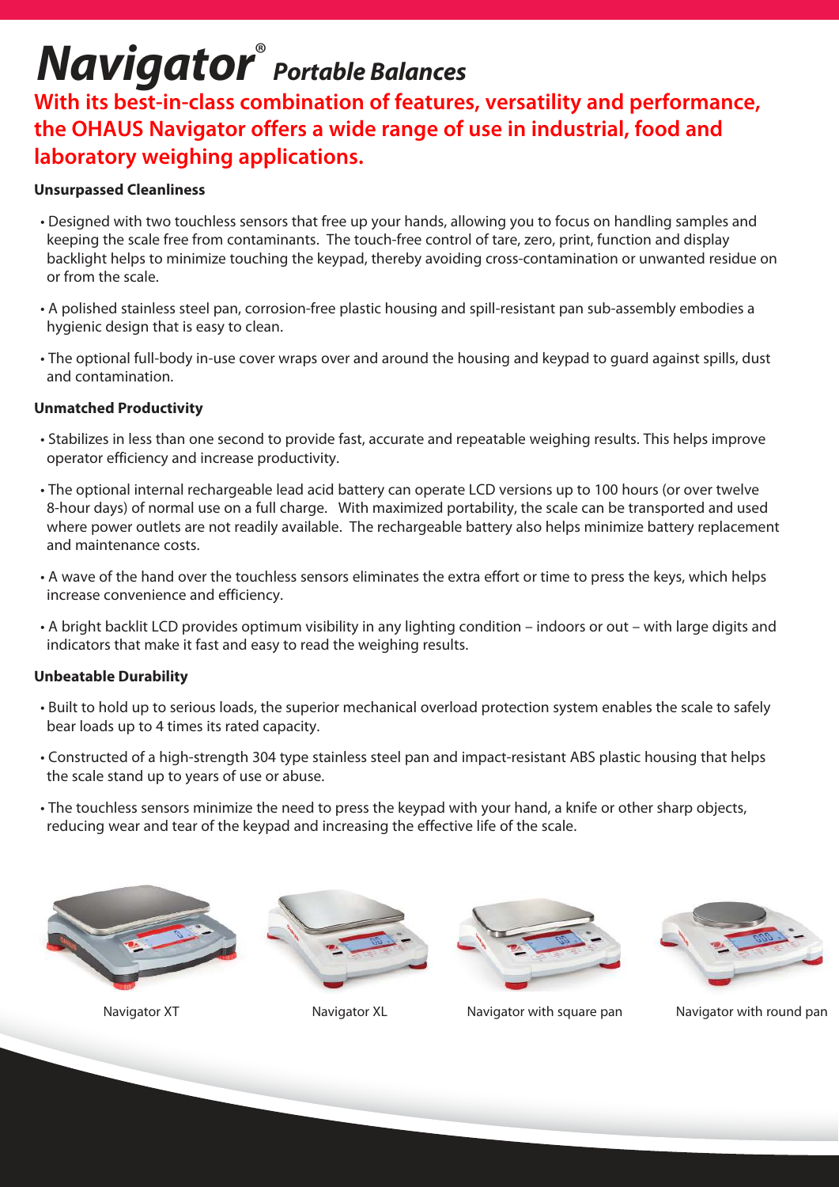# Navigator® *Portable Balances*

## With its best-in-class combination of features, versatility and performance, the OHAUS Navigator offers a wide range of use in industrial, food and laboratory weighing applications.

**Unsurpassed Cleanliness**

- Designed with two touchless sensors that free up your hands, allowing you to focus on handling samples and keeping the scale free from contaminants. The touch-free control of tare, zero, print, function and display backlight helps to minimize touching the keypad, thereby avoiding cross-contamination or unwanted residue on or from the scale.
- A polished stainless steel pan, corrosion-free plastic housing and spill-resistant pan sub-assembly embodies a hygienic design that is easy to clean.
- The optional full-body in-use cover wraps over and around the housing and keypad to guard against spills, dust and contamination.

**Unmatched Productivity**

- Stabilizes in less than one second to provide fast, accurate and repeatable weighing results. This helps improve operator efficiency and increase productivity.
- The optional internal rechargeable lead acid battery can operate LCD versions up to 100 hours (or over twelve 8-hour days) of normal use on a full charge. With maximized portability, the scale can be transported and used where power outlets are not readily available. The rechargeable battery also helps minimize battery replacement and maintenance costs.
- A wave of the hand over the touchless sensors eliminates the extra effort or time to press the keys, which helps increase convenience and efficiency.
- A bright backlit LCD provides optimum visibility in any lighting condition – indoors or out – with large digits and indicators that make it fast and easy to read the weighing results.

**Unbeatable Durability**

- Built to hold up to serious loads, the superior mechanical overload protection system enables the scale to safely bear loads up to 4 times its rated capacity.
- Constructed of a high-strength 304 type stainless steel pan and impact-resistant ABS plastic housing that helps the scale stand up to years of use or abuse.
- The touchless sensors minimize the need to press the keypad with your hand, a knife or other sharp objects, reducing wear and tear of the keypad and increasing the effective life of the scale.

Navigator XT

Navigator XL

Navigator with square pan

Navigator with round pan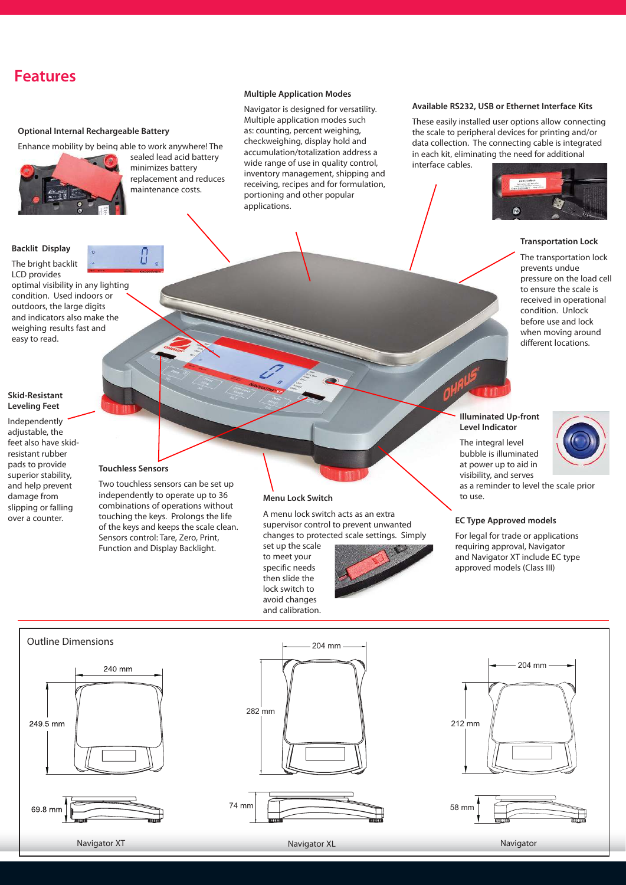# Features

### Optional Internal Rechargeable Battery

Enhance mobility by being able to work anywhere! The sealed lead acid battery minimizes battery replacement and reduces maintenance costs.

### Multiple Application Modes

Navigator is designed for versatility. Multiple application modes such as: counting, percent weighing, checkweighing, display hold and accumulation/totalization address a wide range of use in quality control, inventory management, shipping and receiving, recipes and for formulation, portioning and other popular applications.

### Available RS232, USB or Ethernet Interface Kits

These easily installed user options allow connecting the scale to peripheral devices for printing and/or data collection. The connecting cable is integrated in each kit, eliminating the need for additional interface cables.

### Backlit Display

The bright backlit LCD provides optimal visibility in any lighting condition. Used indoors or outdoors, the large digits and indicators also make the weighing results fast and easy to read.

### Transportation Lock

The transportation lock prevents undue pressure on the load cell to ensure the scale is received in operational condition. Unlock before use and lock when moving around different locations.

### Skid-Resistant Leveling Feet

Independently adjustable, the feet also have skid-resistant rubber pads to provide superior stability, and help prevent damage from slipping or falling over a counter.

### Illuminated Up-front Level Indicator

The integral level bubble is illuminated at power up to aid in visibility, and serves as a reminder to level the scale prior to use.

### Touchless Sensors

Two touchless sensors can be set up independently to operate up to 36 combinations of operations without touching the keys. Prolongs the life of the keys and keeps the scale clean. Sensors control: Tare, Zero, Print, Function and Display Backlight.

### Menu Lock Switch

A menu lock switch acts as an extra supervisor control to prevent unwanted changes to protected scale settings. Simply set up the scale to meet your specific needs then slide the lock switch to avoid changes and calibration.

### EC Type Approved models

For legal for trade or applications requiring approval, Navigator and Navigator XT include EC type approved models (Class III)

## Outline Dimensions

| Model | Width | Depth | Height |
|---|---|---|---|
| Navigator XT | 240 mm | 249.5 mm | 69.8 mm |
| Navigator XL | 204 mm | 282 mm | 74 mm |
| Navigator | 204 mm | 212 mm | 58 mm |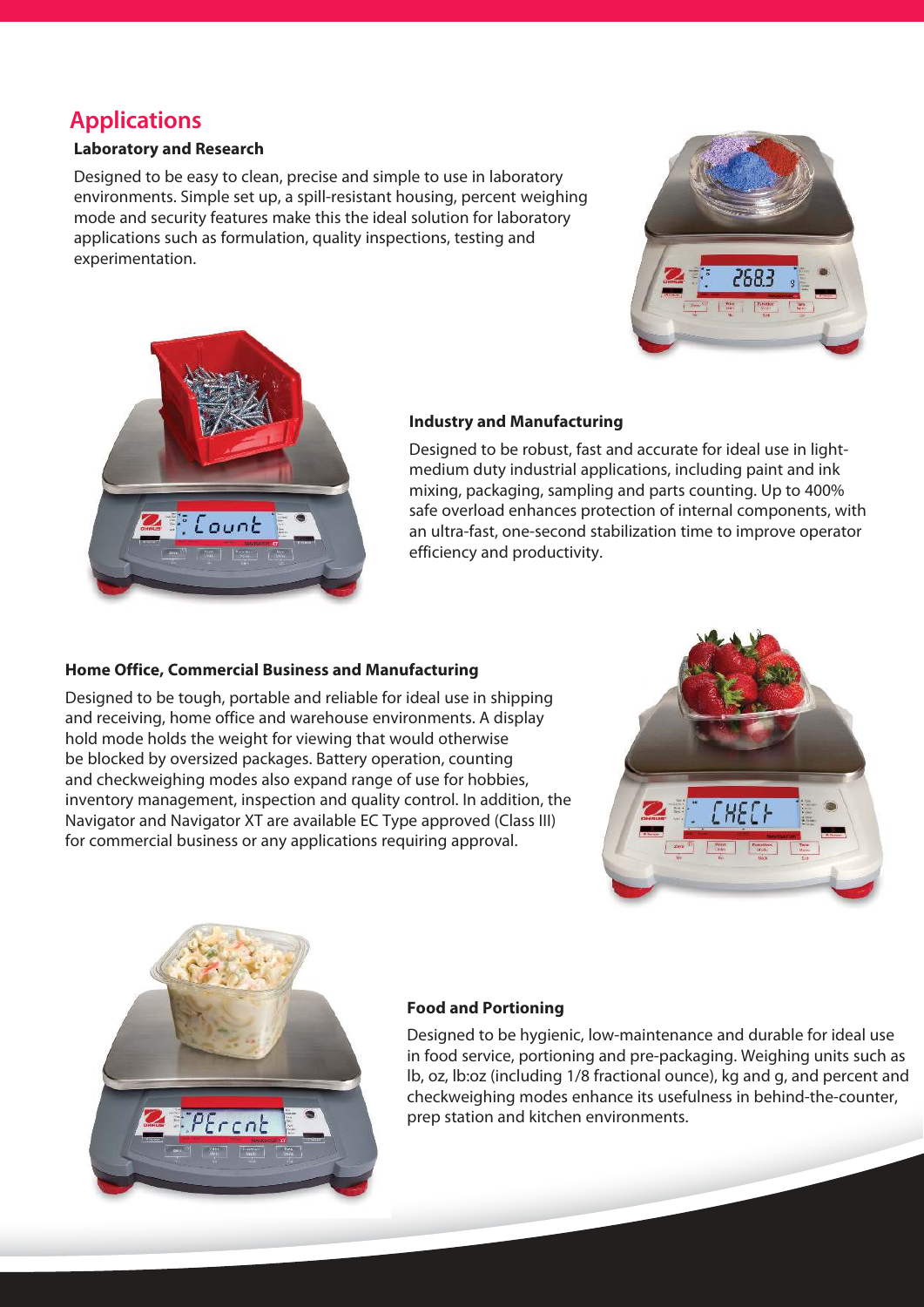## Applications

### Laboratory and Research

Designed to be easy to clean, precise and simple to use in laboratory environments. Simple set up, a spill-resistant housing, percent weighing mode and security features make this the ideal solution for laboratory applications such as formulation, quality inspections, testing and experimentation.

### Industry and Manufacturing

Designed to be robust, fast and accurate for ideal use in light-medium duty industrial applications, including paint and ink mixing, packaging, sampling and parts counting. Up to 400% safe overload enhances protection of internal components, with an ultra-fast, one-second stabilization time to improve operator efficiency and productivity.

### Home Office, Commercial Business and Manufacturing

Designed to be tough, portable and reliable for ideal use in shipping and receiving, home office and warehouse environments. A display hold mode holds the weight for viewing that would otherwise be blocked by oversized packages. Battery operation, counting and checkweighing modes also expand range of use for hobbies, inventory management, inspection and quality control. In addition, the Navigator and Navigator XT are available EC Type approved (Class III) for commercial business or any applications requiring approval.

### Food and Portioning

Designed to be hygienic, low-maintenance and durable for ideal use in food service, portioning and pre-packaging. Weighing units such as lb, oz, lb:oz (including 1/8 fractional ounce), kg and g, and percent and checkweighing modes enhance its usefulness in behind-the-counter, prep station and kitchen environments.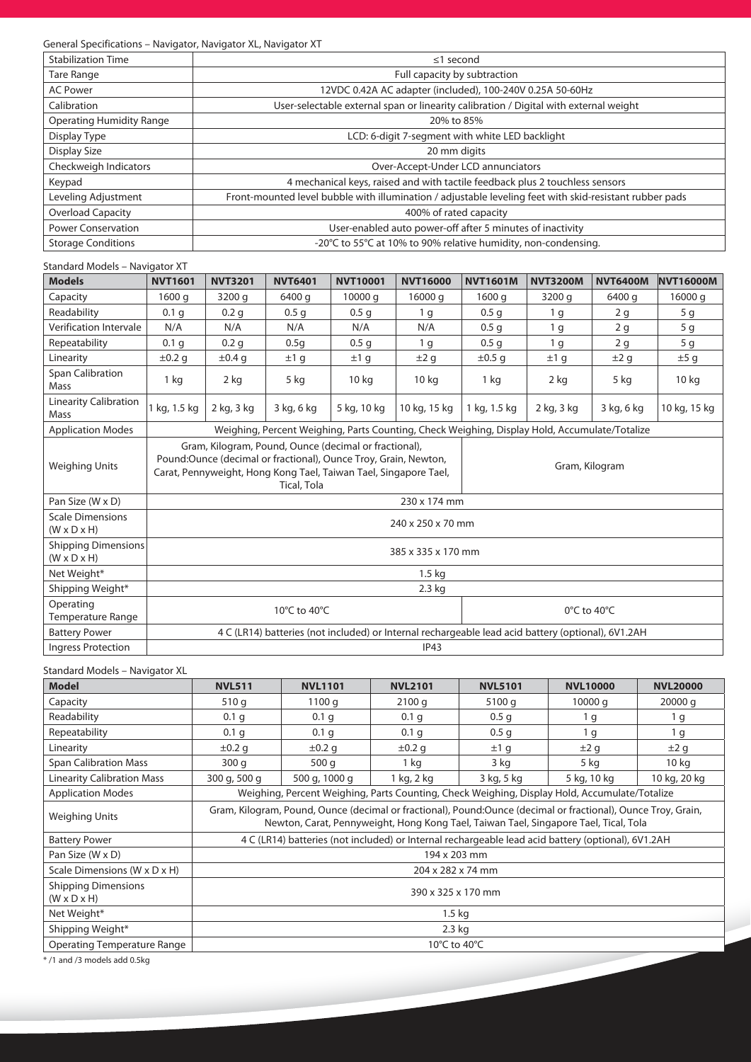General Specifications – Navigator, Navigator XL, Navigator XT

| Stabilization Time | ≤1 second |
|---|---|
| Tare Range | Full capacity by subtraction |
| AC Power | 12VDC 0.42A AC adapter (included), 100-240V 0.25A 50-60Hz |
| Calibration | User-selectable external span or linearity calibration / Digital with external weight |
| Operating Humidity Range | 20% to 85% |
| Display Type | LCD: 6-digit 7-segment with white LED backlight |
| Display Size | 20 mm digits |
| Checkweigh Indicators | Over-Accept-Under LCD annunciators |
| Keypad | 4 mechanical keys, raised and with tactile feedback plus 2 touchless sensors |
| Leveling Adjustment | Front-mounted level bubble with illumination / adjustable leveling feet with skid-resistant rubber pads |
| Overload Capacity | 400% of rated capacity |
| Power Conservation | User-enabled auto power-off after 5 minutes of inactivity |
| Storage Conditions | -20°C to 55°C at 10% to 90% relative humidity, non-condensing. |

Standard Models – Navigator XT

| Models | NVT1601 | NVT3201 | NVT6401 | NVT10001 | NVT16000 | NVT1601M | NVT3200M | NVT6400M | NVT16000M |
|---|---|---|---|---|---|---|---|---|---|
| Capacity | 1600 g | 3200 g | 6400 g | 10000 g | 16000 g | 1600 g | 3200 g | 6400 g | 16000 g |
| Readability | 0.1 g | 0.2 g | 0.5 g | 0.5 g | 1 g | 0.5 g | 1 g | 2 g | 5 g |
| Verification Intervale | N/A | N/A | N/A | N/A | N/A | 0.5 g | 1 g | 2 g | 5 g |
| Repeatability | 0.1 g | 0.2 g | 0.5g | 0.5 g | 1 g | 0.5 g | 1 g | 2 g | 5 g |
| Linearity | ±0.2 g | ±0.4 g | ±1 g | ±1 g | ±2 g | ±0.5 g | ±1 g | ±2 g | ±5 g |
| Span Calibration Mass | 1 kg | 2 kg | 5 kg | 10 kg | 10 kg | 1 kg | 2 kg | 5 kg | 10 kg |
| Linearity Calibration Mass | 1 kg, 1.5 kg | 2 kg, 3 kg | 3 kg, 6 kg | 5 kg, 10 kg | 10 kg, 15 kg | 1 kg, 1.5 kg | 2 kg, 3 kg | 3 kg, 6 kg | 10 kg, 15 kg |
| Application Modes | Weighing, Percent Weighing, Parts Counting, Check Weighing, Display Hold, Accumulate/Totalize | | | | | | | | |
| Weighing Units | Gram, Kilogram, Pound, Ounce (decimal or fractional), Pound:Ounce (decimal or fractional), Ounce Troy, Grain, Newton, Carat, Pennyweight, Hong Kong Tael, Taiwan Tael, Singapore Tael, Tical, Tola | | | | | Gram, Kilogram | | | |
| Pan Size (W x D) | 230 x 174 mm | | | | | | | | |
| Scale Dimensions (W x D x H) | 240 x 250 x 70 mm | | | | | | | | |
| Shipping Dimensions (W x D x H) | 385 x 335 x 170 mm | | | | | | | | |
| Net Weight* | 1.5 kg | | | | | | | | |
| Shipping Weight* | 2.3 kg | | | | | | | | |
| Operating Temperature Range | 10°C to 40°C | | | | | 0°C to 40°C | | | |
| Battery Power | 4 C (LR14) batteries (not included) or Internal rechargeable lead acid battery (optional), 6V1.2AH | | | | | | | | |
| Ingress Protection | IP43 | | | | | | | | |

Standard Models – Navigator XL

| Model | NVL511 | NVL1101 | NVL2101 | NVL5101 | NVL10000 | NVL20000 |
|---|---|---|---|---|---|---|
| Capacity | 510 g | 1100 g | 2100 g | 5100 g | 10000 g | 20000 g |
| Readability | 0.1 g | 0.1 g | 0.1 g | 0.5 g | 1 g | 1 g |
| Repeatability | 0.1 g | 0.1 g | 0.1 g | 0.5 g | 1 g | 1 g |
| Linearity | ±0.2 g | ±0.2 g | ±0.2 g | ±1 g | ±2 g | ±2 g |
| Span Calibration Mass | 300 g | 500 g | 1 kg | 3 kg | 5 kg | 10 kg |
| Linearity Calibration Mass | 300 g, 500 g | 500 g, 1000 g | 1 kg, 2 kg | 3 kg, 5 kg | 5 kg, 10 kg | 10 kg, 20 kg |
| Application Modes | Weighing, Percent Weighing, Parts Counting, Check Weighing, Display Hold, Accumulate/Totalize | | | | | |
| Weighing Units | Gram, Kilogram, Pound, Ounce (decimal or fractional), Pound:Ounce (decimal or fractional), Ounce Troy, Grain, Newton, Carat, Pennyweight, Hong Kong Tael, Taiwan Tael, Singapore Tael, Tical, Tola | | | | | |
| Battery Power | 4 C (LR14) batteries (not included) or Internal rechargeable lead acid battery (optional), 6V1.2AH | | | | | |
| Pan Size (W x D) | 194 x 203 mm | | | | | |
| Scale Dimensions (W x D x H) | 204 x 282 x 74 mm | | | | | |
| Shipping Dimensions (W x D x H) | 390 x 325 x 170 mm | | | | | |
| Net Weight* | 1.5 kg | | | | | |
| Shipping Weight* | 2.3 kg | | | | | |
| Operating Temperature Range | 10°C to 40°C | | | | | |

\* /1 and /3 models add 0.5kg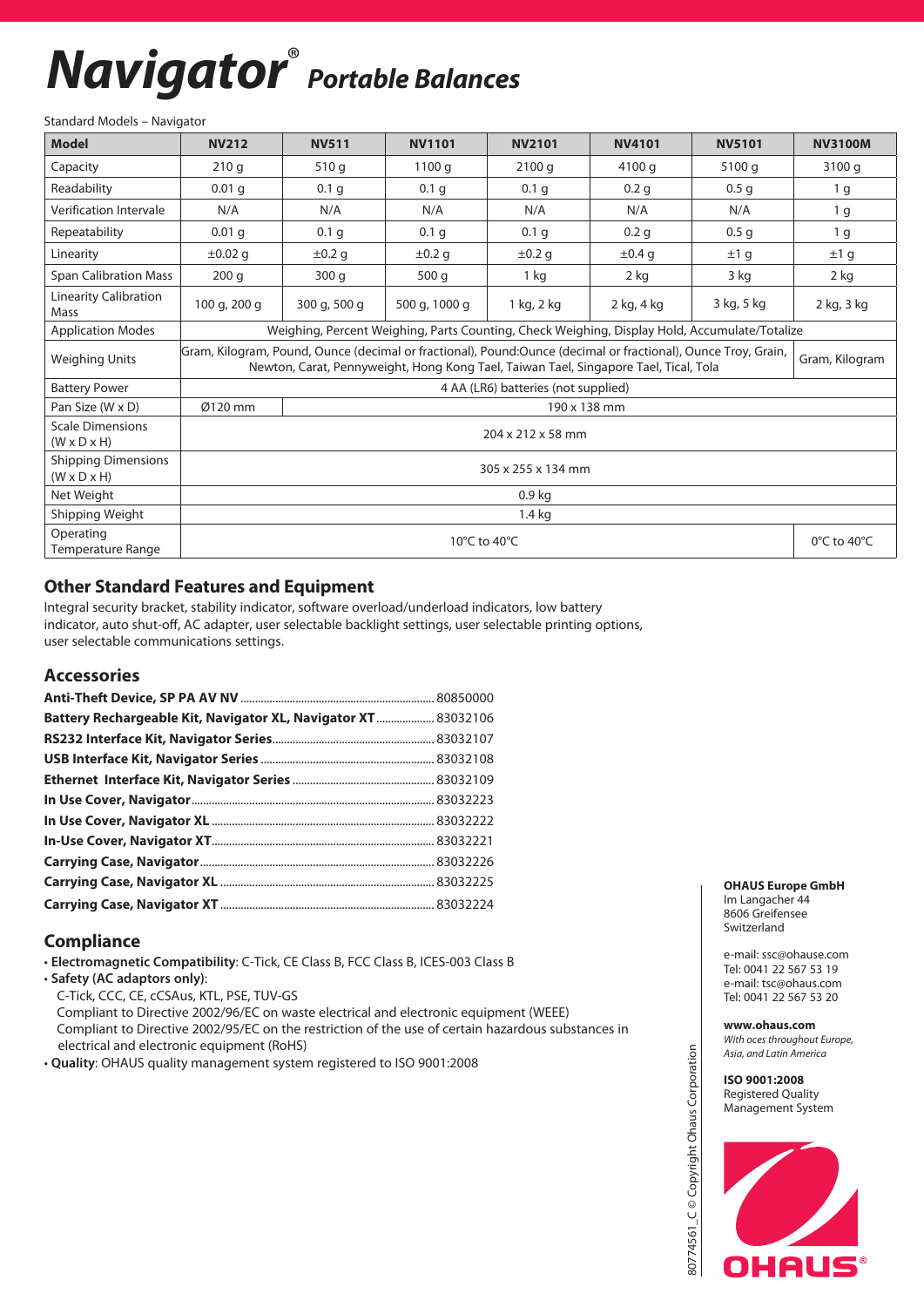# Navigator® *Portable Balances*

Standard Models – Navigator

| Model | NV212 | NV511 | NV1101 | NV2101 | NV4101 | NV5101 | NV3100M |
|---|---|---|---|---|---|---|---|
| Capacity | 210 g | 510 g | 1100 g | 2100 g | 4100 g | 5100 g | 3100 g |
| Readability | 0.01 g | 0.1 g | 0.1 g | 0.1 g | 0.2 g | 0.5 g | 1 g |
| Verification Intervale | N/A | N/A | N/A | N/A | N/A | N/A | 1 g |
| Repeatability | 0.01 g | 0.1 g | 0.1 g | 0.1 g | 0.2 g | 0.5 g | 1 g |
| Linearity | ±0.02 g | ±0.2 g | ±0.2 g | ±0.2 g | ±0.4 g | ±1 g | ±1 g |
| Span Calibration Mass | 200 g | 300 g | 500 g | 1 kg | 2 kg | 3 kg | 2 kg |
| Linearity Calibration Mass | 100 g, 200 g | 300 g, 500 g | 500 g, 1000 g | 1 kg, 2 kg | 2 kg, 4 kg | 3 kg, 5 kg | 2 kg, 3 kg |
| Application Modes | Weighing, Percent Weighing, Parts Counting, Check Weighing, Display Hold, Accumulate/Totalize | | | | | | |
| Weighing Units | Gram, Kilogram, Pound, Ounce (decimal or fractional), Pound:Ounce (decimal or fractional), Ounce Troy, Grain, Newton, Carat, Pennyweight, Hong Kong Tael, Taiwan Tael, Singapore Tael, Tical, Tola | | | | | | Gram, Kilogram |
| Battery Power | 4 AA (LR6) batteries (not supplied) | | | | | | |
| Pan Size (W x D) | Ø120 mm | 190 x 138 mm | | | | | |
| Scale Dimensions (W x D x H) | 204 x 212 x 58 mm | | | | | | |
| Shipping Dimensions (W x D x H) | 305 x 255 x 134 mm | | | | | | |
| Net Weight | 0.9 kg | | | | | | |
| Shipping Weight | 1.4 kg | | | | | | |
| Operating Temperature Range | 10°C to 40°C | | | | | | 0°C to 40°C |

## Other Standard Features and Equipment

Integral security bracket, stability indicator, software overload/underload indicators, low battery indicator, auto shut-off, AC adapter, user selectable backlight settings, user selectable printing options, user selectable communications settings.

## Accessories

**Anti-Theft Device, SP PA AV NV** ........ 80850000
**Battery Rechargeable Kit, Navigator XL, Navigator XT** ........ 83032106
**RS232 Interface Kit, Navigator Series** ........ 83032107
**USB Interface Kit, Navigator Series** ........ 83032108
**Ethernet Interface Kit, Navigator Series** ........ 83032109
**In Use Cover, Navigator** ........ 83032223
**In Use Cover, Navigator XL** ........ 83032222
**In-Use Cover, Navigator XT** ........ 83032221
**Carrying Case, Navigator** ........ 83032226
**Carrying Case, Navigator XL** ........ 83032225
**Carrying Case, Navigator XT** ........ 83032224

## Compliance

- **Electromagnetic Compatibility**: C-Tick, CE Class B, FCC Class B, ICES-003 Class B
- **Safety (AC adaptors only)**:
  C-Tick, CCC, CE, cCSAus, KTL, PSE, TUV-GS
  Compliant to Directive 2002/96/EC on waste electrical and electronic equipment (WEEE)
  Compliant to Directive 2002/95/EC on the restriction of the use of certain hazardous substances in electrical and electronic equipment (RoHS)
- **Quality**: OHAUS quality management system registered to ISO 9001:2008

**OHAUS Europe GmbH**
Im Langacher 44
8606 Greifensee
Switzerland

e-mail: ssc@ohause.com
Tel: 0041 22 567 53 19
e-mail: tsc@ohaus.com
Tel: 0041 22 567 53 20

**www.ohaus.com**
*With oces throughout Europe, Asia, and Latin America*

**ISO 9001:2008**
Registered Quality Management System

80774561_C © Copyright Ohaus Corporation

OHAUS®